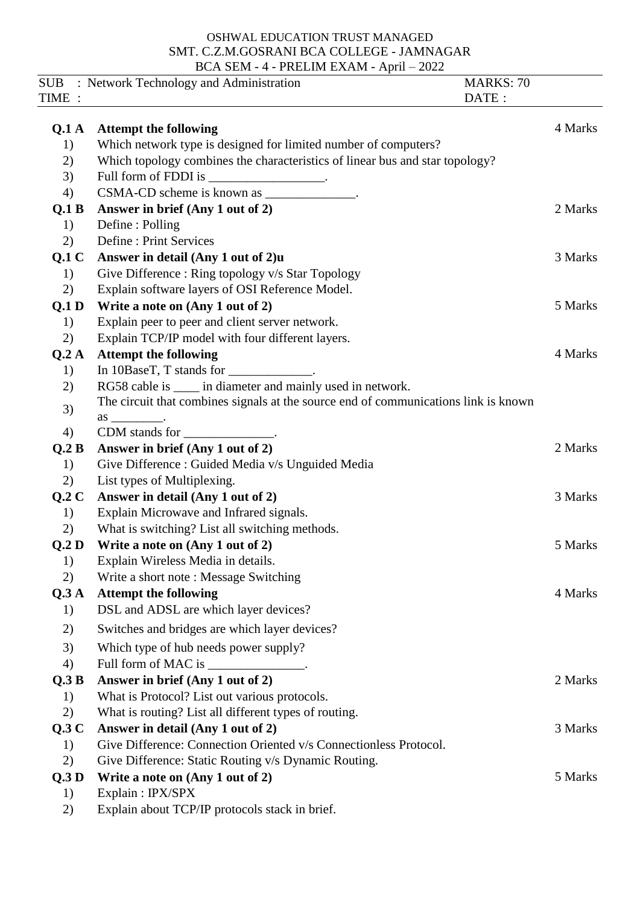OSHWAL EDUCATION TRUST MANAGED
SMT. C.Z.M.GOSRANI BCA COLLEGE - JAMNAGAR
BCA SEM - 4 - PRELIM EXAM - April – 2022

SUB : Network Technology and Administration MARKS: 70
TIME : DATE :

| | | |
|---|---|---|
| **Q.1 A** | **Attempt the following** | 4 Marks |
| 1) | Which network type is designed for limited number of computers? | |
| 2) | Which topology combines the characteristics of linear bus and star topology? | |
| 3) | Full form of FDDI is ________________. | |
| 4) | CSMA-CD scheme is known as _____________. | |
| **Q.1 B** | **Answer in brief (Any 1 out of 2)** | 2 Marks |
| 1) | Define : Polling | |
| 2) | Define : Print Services | |
| **Q.1 C** | **Answer in detail (Any 1 out of 2)u** | 3 Marks |
| 1) | Give Difference : Ring topology v/s Star Topology | |
| 2) | Explain software layers of OSI Reference Model. | |
| **Q.1 D** | **Write a note on (Any 1 out of 2)** | 5 Marks |
| 1) | Explain peer to peer and client server network. | |
| 2) | Explain TCP/IP model with four different layers. | |
| **Q.2 A** | **Attempt the following** | 4 Marks |
| 1) | In 10BaseT, T stands for ____________. | |
| 2) | RG58 cable is ____ in diameter and mainly used in network. | |
| 3) | The circuit that combines signals at the source end of communications link is known as ________. | |
| 4) | CDM stands for _____________. | |
| **Q.2 B** | **Answer in brief (Any 1 out of 2)** | 2 Marks |
| 1) | Give Difference : Guided Media v/s Unguided Media | |
| 2) | List types of Multiplexing. | |
| **Q.2 C** | **Answer in detail (Any 1 out of 2)** | 3 Marks |
| 1) | Explain Microwave and Infrared signals. | |
| 2) | What is switching? List all switching methods. | |
| **Q.2 D** | **Write a note on (Any 1 out of 2)** | 5 Marks |
| 1) | Explain Wireless Media in details. | |
| 2) | Write a short note : Message Switching | |
| **Q.3 A** | **Attempt the following** | 4 Marks |
| 1) | DSL and ADSL are which layer devices? | |
| 2) | Switches and bridges are which layer devices? | |
| 3) | Which type of hub needs power supply? | |
| 4) | Full form of MAC is ______________. | |
| **Q.3 B** | **Answer in brief (Any 1 out of 2)** | 2 Marks |
| 1) | What is Protocol? List out various protocols. | |
| 2) | What is routing? List all different types of routing. | |
| **Q.3 C** | **Answer in detail (Any 1 out of 2)** | 3 Marks |
| 1) | Give Difference: Connection Oriented v/s Connectionless Protocol. | |
| 2) | Give Difference: Static Routing v/s Dynamic Routing. | |
| **Q.3 D** | **Write a note on (Any 1 out of 2)** | 5 Marks |
| 1) | Explain : IPX/SPX | |
| 2) | Explain about TCP/IP protocols stack in brief. | |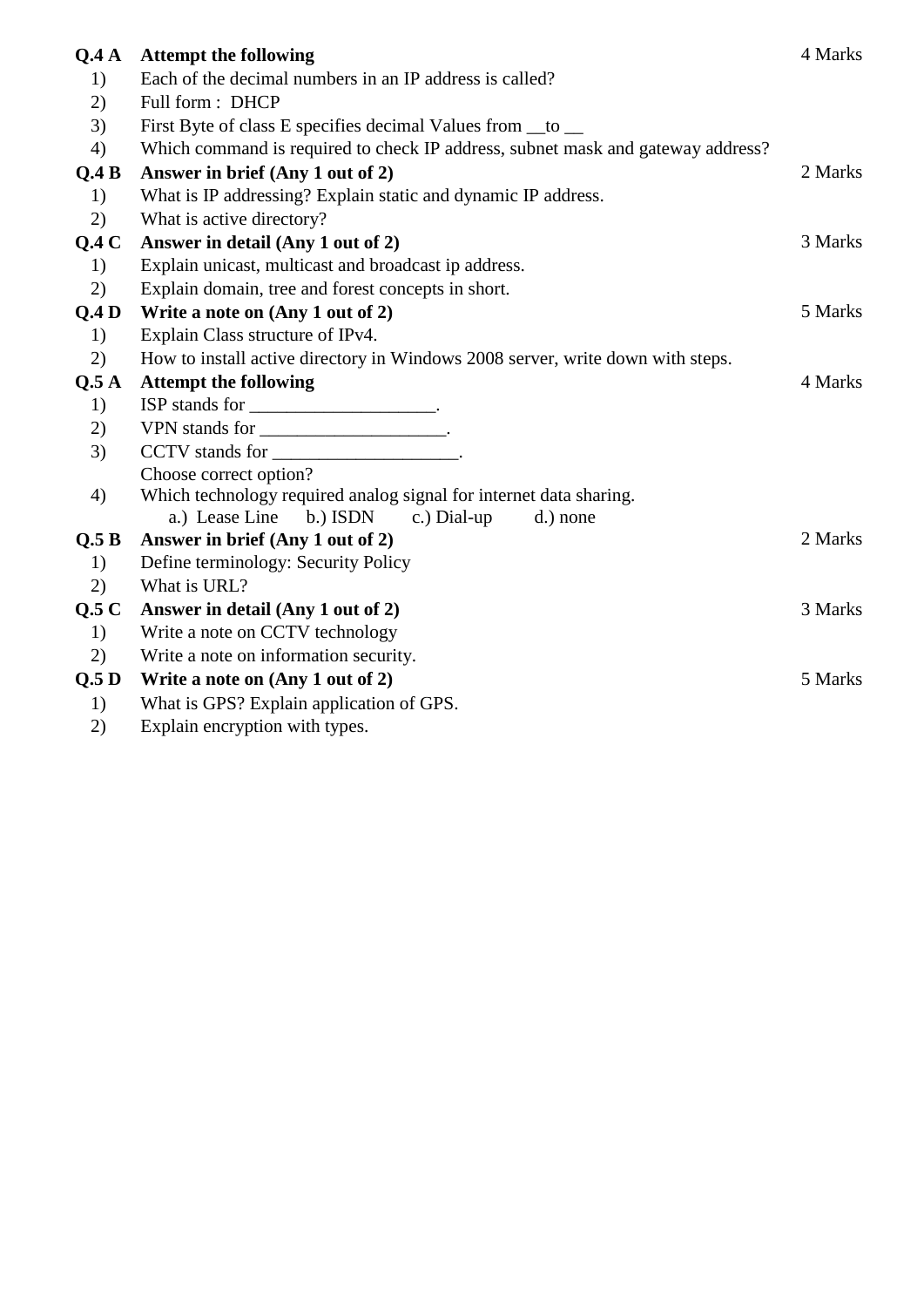**Q.4 A Attempt the following** 4 Marks

1) Each of the decimal numbers in an IP address is called?
2) Full form : DHCP
3) First Byte of class E specifies decimal Values from __to __
4) Which command is required to check IP address, subnet mask and gateway address?

**Q.4 B Answer in brief (Any 1 out of 2)** 2 Marks

1) What is IP addressing? Explain static and dynamic IP address.
2) What is active directory?

**Q.4 C Answer in detail (Any 1 out of 2)** 3 Marks

1) Explain unicast, multicast and broadcast ip address.
2) Explain domain, tree and forest concepts in short.

**Q.4 D Write a note on (Any 1 out of 2)** 5 Marks

1) Explain Class structure of IPv4.
2) How to install active directory in Windows 2008 server, write down with steps.

**Q.5 A Attempt the following** 4 Marks

1) ISP stands for ____________________.
2) VPN stands for ____________________.
3) CCTV stands for ____________________.

Choose correct option?

4) Which technology required analog signal for internet data sharing.
   a.) Lease Line b.) ISDN c.) Dial-up d.) none

**Q.5 B Answer in brief (Any 1 out of 2)** 2 Marks

1) Define terminology: Security Policy
2) What is URL?

**Q.5 C Answer in detail (Any 1 out of 2)** 3 Marks

1) Write a note on CCTV technology
2) Write a note on information security.

**Q.5 D Write a note on (Any 1 out of 2)** 5 Marks

1) What is GPS? Explain application of GPS.
2) Explain encryption with types.